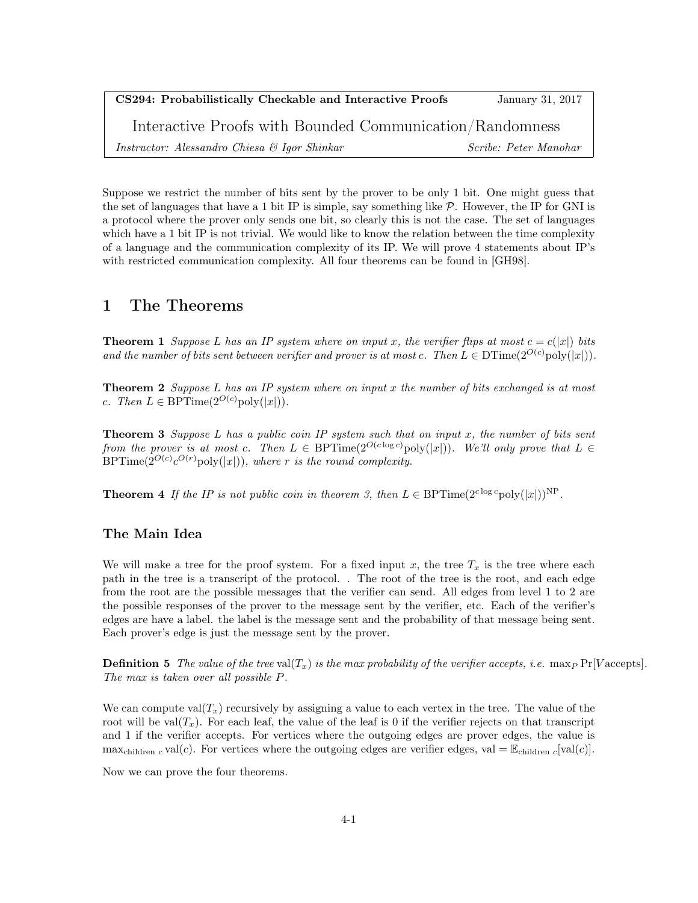| **CS294: Probabilistically Checkable and Interactive Proofs** | January 31, 2017 |
| --- | --- |
| Interactive Proofs with Bounded Communication/Randomness | |
| *Instructor: Alessandro Chiesa & Igor Shinkar* | *Scribe: Peter Manohar* |

Suppose we restrict the number of bits sent by the prover to be only 1 bit. One might guess that the set of languages that have a 1 bit IP is simple, say something like $\mathcal{P}$. However, the IP for GNI is a protocol where the prover only sends one bit, so clearly this is not the case. The set of languages which have a 1 bit IP is not trivial. We would like to know the relation between the time complexity of a language and the communication complexity of its IP. We will prove 4 statements about IP's with restricted communication complexity. All four theorems can be found in [GH98].

# 1 The Theorems

**Theorem 1** *Suppose $L$ has an IP system where on input $x$, the verifier flips at most $c = c(|x|)$ bits and the number of bits sent between verifier and prover is at most $c$. Then $L \in \mathrm{DTime}(2^{O(c)}\mathrm{poly}(|x|))$.*

**Theorem 2** *Suppose $L$ has an IP system where on input $x$ the number of bits exchanged is at most $c$. Then $L \in \mathrm{BPTime}(2^{O(c)}\mathrm{poly}(|x|))$.*

**Theorem 3** *Suppose $L$ has a public coin IP system such that on input $x$, the number of bits sent from the prover is at most $c$. Then $L \in \mathrm{BPTime}(2^{O(c \log c)}\mathrm{poly}(|x|))$. We'll only prove that $L \in \mathrm{BPTime}(2^{O(c)}c^{O(r)}\mathrm{poly}(|x|))$, where $r$ is the round complexity.*

**Theorem 4** *If the IP is not public coin in theorem 3, then $L \in \mathrm{BPTime}(2^{c \log c}\mathrm{poly}(|x|))^{\mathrm{NP}}$.*

## The Main Idea

We will make a tree for the proof system. For a fixed input $x$, the tree $T_x$ is the tree where each path in the tree is a transcript of the protocol. . The root of the tree is the root, and each edge from the root are the possible messages that the verifier can send. All edges from level 1 to 2 are the possible responses of the prover to the message sent by the verifier, etc. Each of the verifier's edges are have a label. the label is the message sent and the probability of that message being sent. Each prover's edge is just the message sent by the prover.

**Definition 5** *The value of the tree $\mathrm{val}(T_x)$ is the max probability of the verifier accepts, i.e. $\max_P \Pr[V \text{accepts}]$. The max is taken over all possible $P$.*

We can compute $\mathrm{val}(T_x)$ recursively by assigning a value to each vertex in the tree. The value of the root will be $\mathrm{val}(T_x)$. For each leaf, the value of the leaf is 0 if the verifier rejects on that transcript and 1 if the verifier accepts. For vertices where the outgoing edges are prover edges, the value is $\max_{\text{children } c} \mathrm{val}(c)$. For vertices where the outgoing edges are verifier edges, $\mathrm{val} = \mathbb{E}_{\text{children } c}[\mathrm{val}(c)]$.

Now we can prove the four theorems.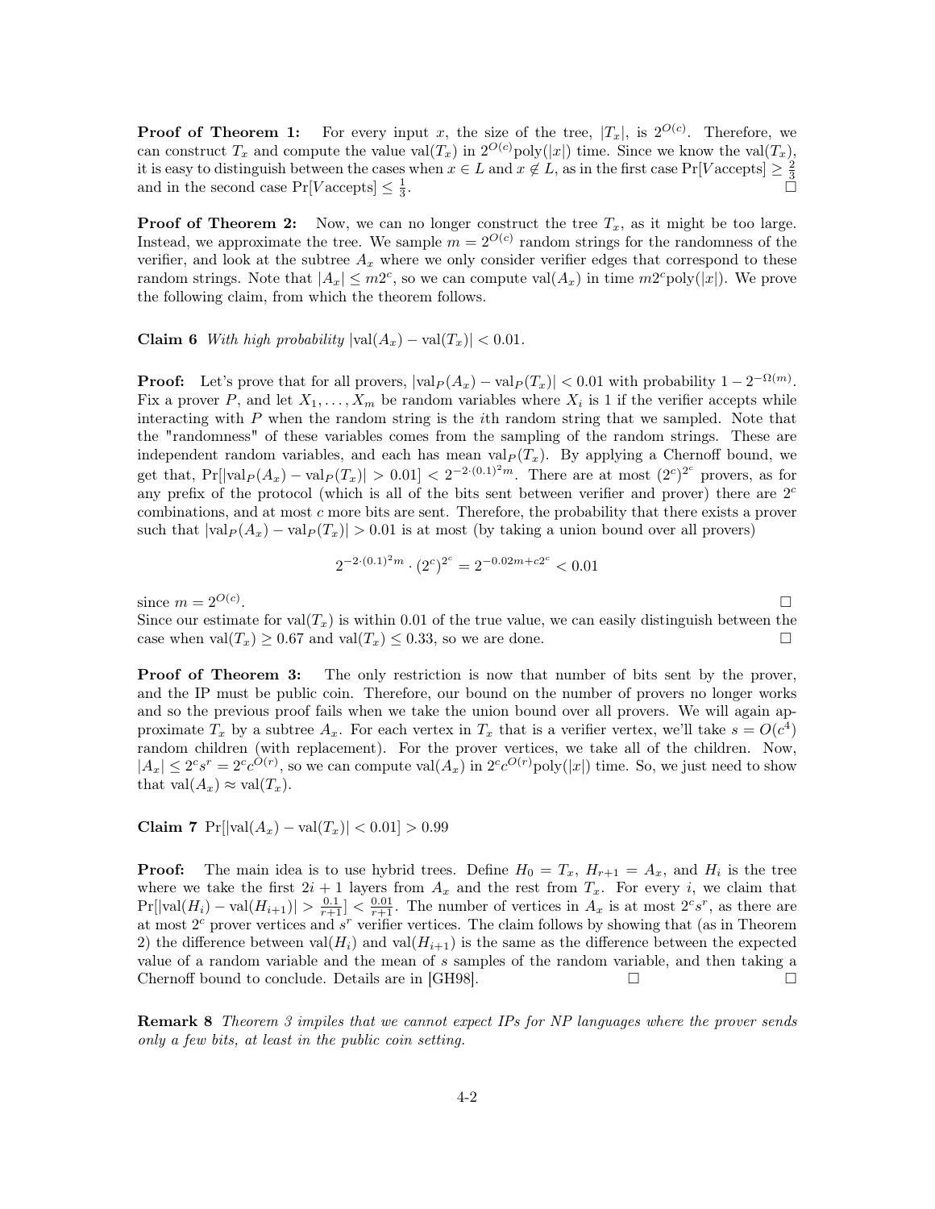**Proof of Theorem 1:** For every input $x$, the size of the tree, $|T_x|$, is $2^{O(c)}$. Therefore, we can construct $T_x$ and compute the value $\text{val}(T_x)$ in $2^{O(c)}\text{poly}(|x|)$ time. Since we know the $\text{val}(T_x)$, it is easy to distinguish between the cases when $x \in L$ and $x \notin L$, as in the first case $\Pr[V \text{accepts}] \geq \frac{2}{3}$ and in the second case $\Pr[V \text{accepts}] \leq \frac{1}{3}$. □

**Proof of Theorem 2:** Now, we can no longer construct the tree $T_x$, as it might be too large. Instead, we approximate the tree. We sample $m = 2^{O(c)}$ random strings for the randomness of the verifier, and look at the subtree $A_x$ where we only consider verifier edges that correspond to these random strings. Note that $|A_x| \leq m2^c$, so we can compute $\text{val}(A_x)$ in time $m2^c\text{poly}(|x|)$. We prove the following claim, from which the theorem follows.

**Claim 6** *With high probability* $|\text{val}(A_x) - \text{val}(T_x)| < 0.01$.

**Proof:** Let's prove that for all provers, $|\text{val}_P(A_x) - \text{val}_P(T_x)| < 0.01$ with probability $1 - 2^{-\Omega(m)}$. Fix a prover $P$, and let $X_1, \ldots, X_m$ be random variables where $X_i$ is 1 if the verifier accepts while interacting with $P$ when the random string is the $i$th random string that we sampled. Note that the "randomness" of these variables comes from the sampling of the random strings. These are independent random variables, and each has mean $\text{val}_P(T_x)$. By applying a Chernoff bound, we get that, $\Pr[|\text{val}_P(A_x) - \text{val}_P(T_x)| > 0.01] < 2^{-2\cdot(0.1)^2 m}$. There are at most $(2^c)^{2^c}$ provers, as for any prefix of the protocol (which is all of the bits sent between verifier and prover) there are $2^c$ combinations, and at most $c$ more bits are sent. Therefore, the probability that there exists a prover such that $|\text{val}_P(A_x) - \text{val}_P(T_x)| > 0.01$ is at most (by taking a union bound over all provers)

$$2^{-2\cdot(0.1)^2 m} \cdot (2^c)^{2^c} = 2^{-0.02m + c2^c} < 0.01$$

since $m = 2^{O(c)}$. □

Since our estimate for $\text{val}(T_x)$ is within 0.01 of the true value, we can easily distinguish between the case when $\text{val}(T_x) \geq 0.67$ and $\text{val}(T_x) \leq 0.33$, so we are done. □

**Proof of Theorem 3:** The only restriction is now that number of bits sent by the prover, and the IP must be public coin. Therefore, our bound on the number of provers no longer works and so the previous proof fails when we take the union bound over all provers. We will again approximate $T_x$ by a subtree $A_x$. For each vertex in $T_x$ that is a verifier vertex, we'll take $s = O(c^4)$ random children (with replacement). For the prover vertices, we take all of the children. Now, $|A_x| \leq 2^c s^r = 2^c c^{O(r)}$, so we can compute $\text{val}(A_x)$ in $2^c c^{O(r)}\text{poly}(|x|)$ time. So, we just need to show that $\text{val}(A_x) \approx \text{val}(T_x)$.

**Claim 7** $\Pr[|\text{val}(A_x) - \text{val}(T_x)| < 0.01] > 0.99$

**Proof:** The main idea is to use hybrid trees. Define $H_0 = T_x$, $H_{r+1} = A_x$, and $H_i$ is the tree where we take the first $2i+1$ layers from $A_x$ and the rest from $T_x$. For every $i$, we claim that $\Pr[|\text{val}(H_i) - \text{val}(H_{i+1})| > \frac{0.1}{r+1}] < \frac{0.01}{r+1}$. The number of vertices in $A_x$ is at most $2^c s^r$, as there are at most $2^c$ prover vertices and $s^r$ verifier vertices. The claim follows by showing that (as in Theorem 2) the difference between $\text{val}(H_i)$ and $\text{val}(H_{i+1})$ is the same as the difference between the expected value of a random variable and the mean of $s$ samples of the random variable, and then taking a Chernoff bound to conclude. Details are in [GH98]. □ □

**Remark 8** *Theorem 3 impiles that we cannot expect IPs for NP languages where the prover sends only a few bits, at least in the public coin setting.*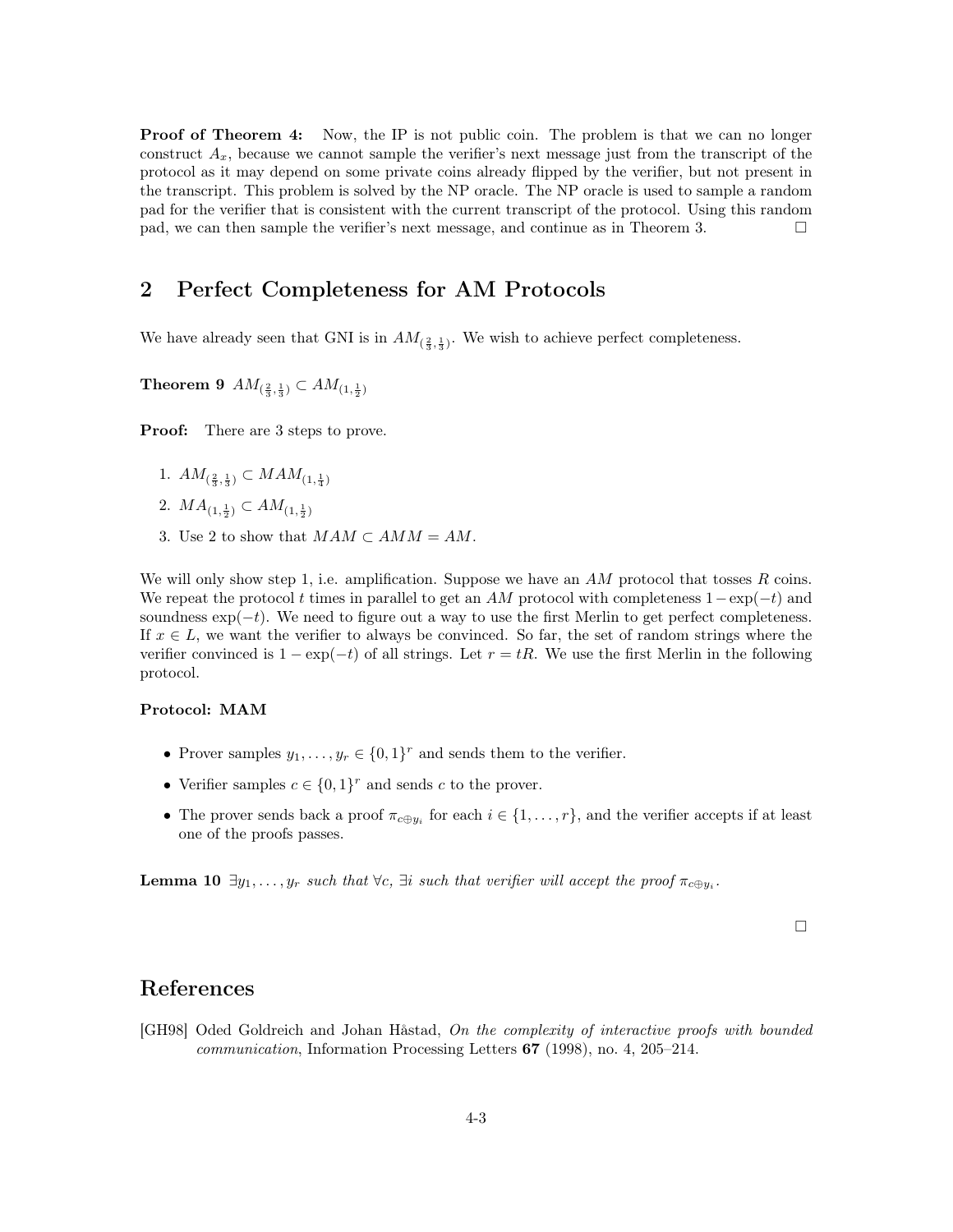**Proof of Theorem 4:** Now, the IP is not public coin. The problem is that we can no longer construct $A_x$, because we cannot sample the verifier's next message just from the transcript of the protocol as it may depend on some private coins already flipped by the verifier, but not present in the transcript. This problem is solved by the NP oracle. The NP oracle is used to sample a random pad for the verifier that is consistent with the current transcript of the protocol. Using this random pad, we can then sample the verifier's next message, and continue as in Theorem 3. □

## 2 Perfect Completeness for AM Protocols

We have already seen that GNI is in $AM_{(\frac{2}{3},\frac{1}{3})}$. We wish to achieve perfect completeness.

**Theorem 9** $AM_{(\frac{2}{3},\frac{1}{3})} \subset AM_{(1,\frac{1}{2})}$

**Proof:** There are 3 steps to prove.

1. $AM_{(\frac{2}{3},\frac{1}{3})} \subset MAM_{(1,\frac{1}{4})}$
2. $MA_{(1,\frac{1}{2})} \subset AM_{(1,\frac{1}{2})}$
3. Use 2 to show that $MAM \subset AMM = AM$.

We will only show step 1, i.e. amplification. Suppose we have an $AM$ protocol that tosses $R$ coins. We repeat the protocol $t$ times in parallel to get an $AM$ protocol with completeness $1-\exp(-t)$ and soundness $\exp(-t)$. We need to figure out a way to use the first Merlin to get perfect completeness. If $x \in L$, we want the verifier to always be convinced. So far, the set of random strings where the verifier convinced is $1-\exp(-t)$ of all strings. Let $r = tR$. We use the first Merlin in the following protocol.

**Protocol: MAM**

- Prover samples $y_1, \ldots, y_r \in \{0,1\}^r$ and sends them to the verifier.
- Verifier samples $c \in \{0,1\}^r$ and sends $c$ to the prover.
- The prover sends back a proof $\pi_{c \oplus y_i}$ for each $i \in \{1, \ldots, r\}$, and the verifier accepts if at least one of the proofs passes.

**Lemma 10** *$\exists y_1, \ldots, y_r$ such that $\forall c$, $\exists i$ such that verifier will accept the proof $\pi_{c \oplus y_i}$.*

□

## References

[GH98] Oded Goldreich and Johan Håstad, *On the complexity of interactive proofs with bounded communication*, Information Processing Letters **67** (1998), no. 4, 205–214.